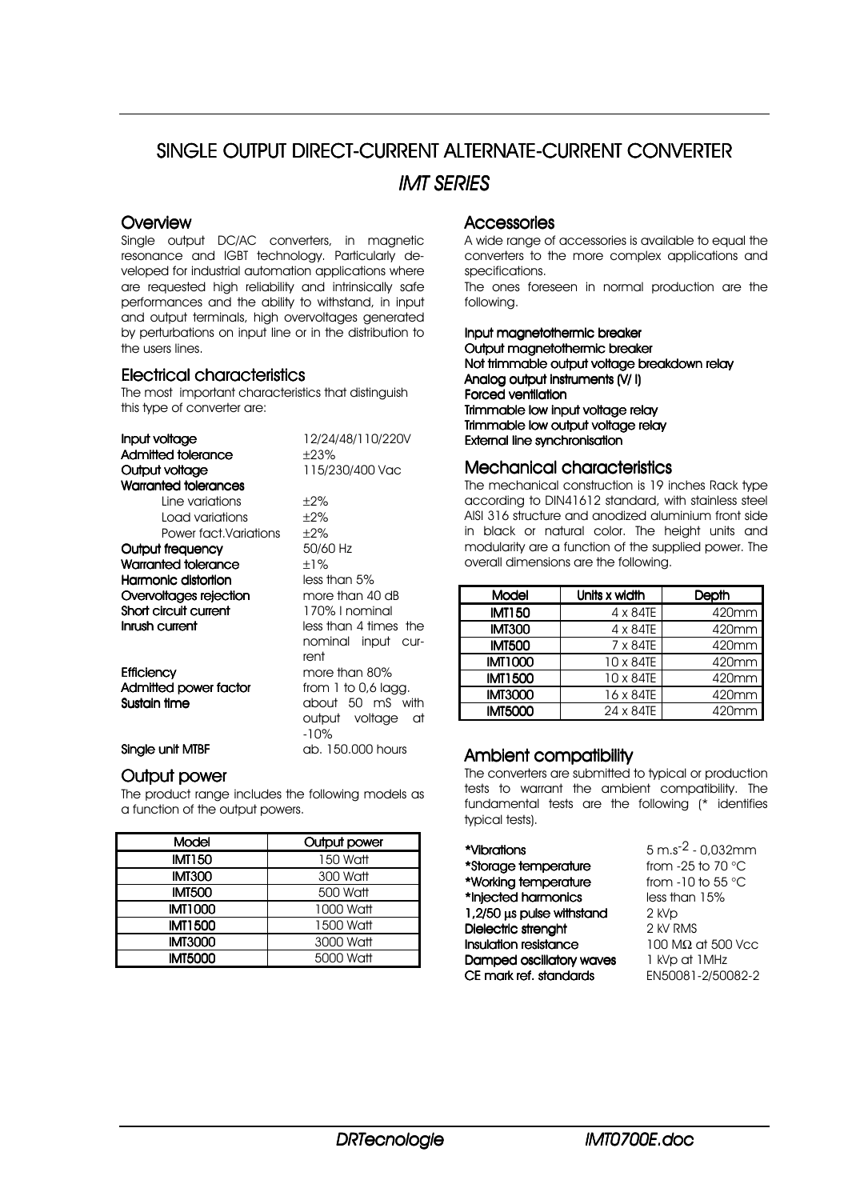# SINGLE OUTPUT DIRECT-CURRENT ALTERNATE-CURRENT CONVERTER

## *IMT SERIES*

## Overview

Single output DC/AC converters, in magnetic resonance and IGBT technology. Particularly developed for industrial automation applications where are requested high reliability and intrinsically safe performances and the ability to withstand, in input and output terminals, high overvoltages generated by perturbations on input line or in the distribution to the users lines.

## Electrical characteristics

The most important characteristics that distinguish this type of converter are:

**Input voltage** 12/24/48/110/220V
**Admitted tolerance** ±23%
**Output voltage** 115/230/400 Vac
**Warranted tolerances**
- Line variations ±2%
- Load variations ±2%
- Power fact.Variations ±2%

**Output frequency** 50/60 Hz
**Warranted tolerance** ±1%
**Harmonic distortion** less than 5%
**Overvoltages rejection** more than 40 dB
**Short circuit current** 170% I nominal
**Inrush current** less than 4 times the nominal input current
**Efficiency** more than 80%
**Admitted power factor** from 1 to 0,6 lagg.
**Sustain time** about 50 mS with output voltage at -10%
**Single unit MTBF** ab. 150.000 hours

## Output power

The product range includes the following models as a function of the output powers.

| Model | Output power |
|---|---|
| IMT150 | 150 Watt |
| IMT300 | 300 Watt |
| IMT500 | 500 Watt |
| IMT1000 | 1000 Watt |
| IMT1500 | 1500 Watt |
| IMT3000 | 3000 Watt |
| IMT5000 | 5000 Watt |

## Accessories

A wide range of accessories is available to equal the converters to the more complex applications and specifications.
The ones foreseen in normal production are the following.

**Input magnetothermic breaker**
**Output magnetothermic breaker**
**Not trimmable output voltage breakdown relay**
**Analog output instruments (V/ I)**
**Forced ventilation**
**Trimmable low input voltage relay**
**Trimmable low output voltage relay**
**External line synchronisation**

## Mechanical characteristics

The mechanical construction is 19 inches Rack type according to DIN41612 standard, with stainless steel AISI 316 structure and anodized aluminium front side in black or natural color. The height units and modularity are a function of the supplied power. The overall dimensions are the following.

| Model | Units x width | Depth |
|---|---|---|
| IMT150 | 4 x 84TE | 420mm |
| IMT300 | 4 x 84TE | 420mm |
| IMT500 | 7 x 84TE | 420mm |
| IMT1000 | 10 x 84TE | 420mm |
| IMT1500 | 10 x 84TE | 420mm |
| IMT3000 | 16 x 84TE | 420mm |
| IMT5000 | 24 x 84TE | 420mm |

## Ambient compatibility

The converters are submitted to typical or production tests to warrant the ambient compatibility. The fundamental tests are the following (* identifies typical tests).

**\*Vibrations** 5 m.s$^{-2}$ - 0,032mm
**\*Storage temperature** from -25 to 70 °C
**\*Working temperature** from -10 to 55 °C
**\*Injected harmonics** less than 15%
**1,2/50 µs pulse withstand** 2 kVp
**Dielectric strenght** 2 kV RMS
**Insulation resistance** 100 MΩ at 500 Vcc
**Damped oscillatory waves** 1 kVp at 1MHz
**CE mark ref. standards** EN50081-2/50082-2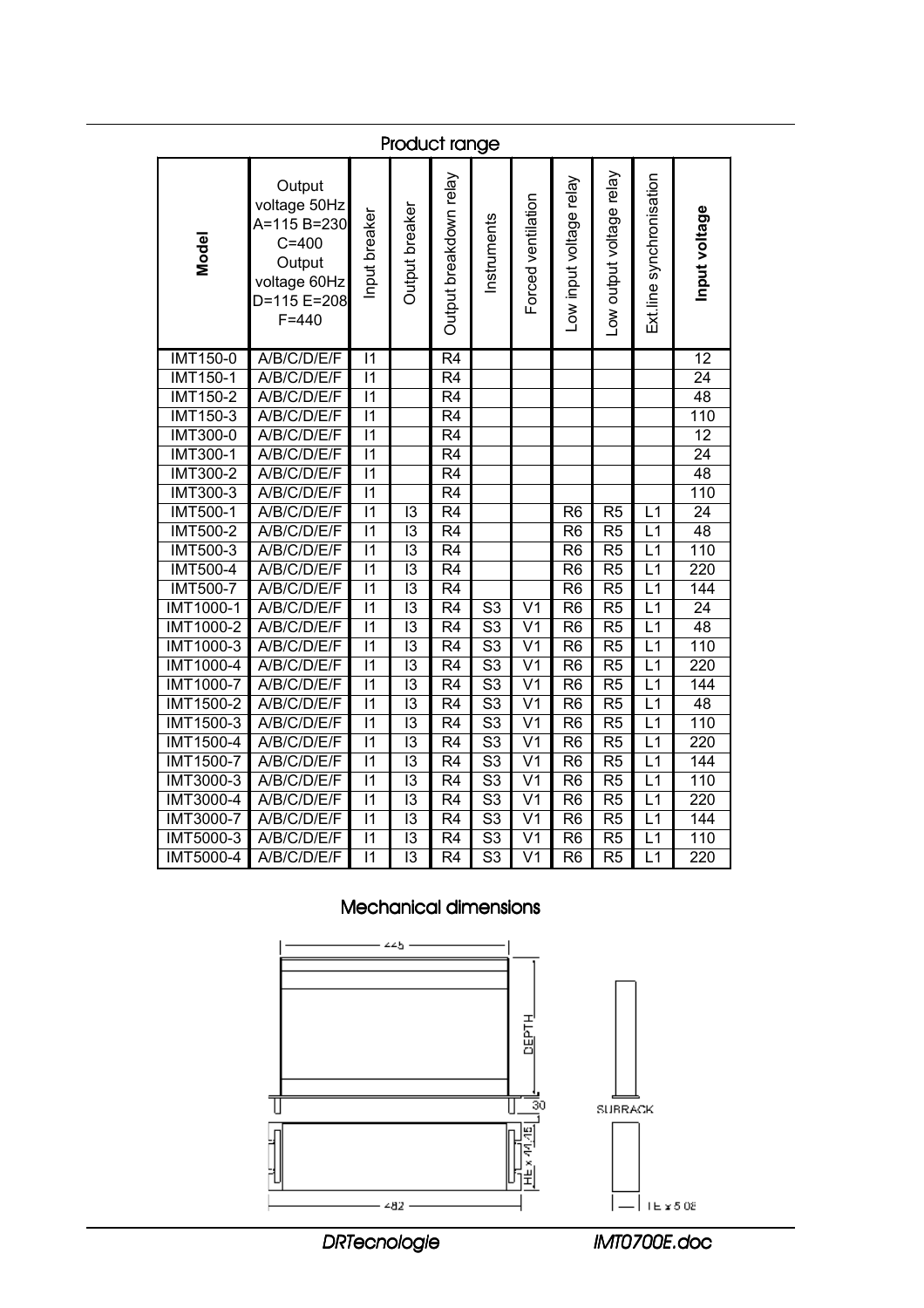## Product range

| Model | Output voltage 50Hz A=115 B=230 C=400 Output voltage 60Hz D=115 E=208 F=440 | Input breaker | Output breaker | Output breakdown relay | Instruments | Forced ventilation | Low input voltage relay | Low output voltage relay | Ext.line synchronisation | Input voltage |
|---|---|---|---|---|---|---|---|---|---|---|
| IMT150-0 | A/B/C/D/E/F | I1 | | R4 | | | | | | 12 |
| IMT150-1 | A/B/C/D/E/F | I1 | | R4 | | | | | | 24 |
| IMT150-2 | A/B/C/D/E/F | I1 | | R4 | | | | | | 48 |
| IMT150-3 | A/B/C/D/E/F | I1 | | R4 | | | | | | 110 |
| IMT300-0 | A/B/C/D/E/F | I1 | | R4 | | | | | | 12 |
| IMT300-1 | A/B/C/D/E/F | I1 | | R4 | | | | | | 24 |
| IMT300-2 | A/B/C/D/E/F | I1 | | R4 | | | | | | 48 |
| IMT300-3 | A/B/C/D/E/F | I1 | | R4 | | | | | | 110 |
| IMT500-1 | A/B/C/D/E/F | I1 | I3 | R4 | | | R6 | R5 | L1 | 24 |
| IMT500-2 | A/B/C/D/E/F | I1 | I3 | R4 | | | R6 | R5 | L1 | 48 |
| IMT500-3 | A/B/C/D/E/F | I1 | I3 | R4 | | | R6 | R5 | L1 | 110 |
| IMT500-4 | A/B/C/D/E/F | I1 | I3 | R4 | | | R6 | R5 | L1 | 220 |
| IMT500-7 | A/B/C/D/E/F | I1 | I3 | R4 | | | R6 | R5 | L1 | 144 |
| IMT1000-1 | A/B/C/D/E/F | I1 | I3 | R4 | S3 | V1 | R6 | R5 | L1 | 24 |
| IMT1000-2 | A/B/C/D/E/F | I1 | I3 | R4 | S3 | V1 | R6 | R5 | L1 | 48 |
| IMT1000-3 | A/B/C/D/E/F | I1 | I3 | R4 | S3 | V1 | R6 | R5 | L1 | 110 |
| IMT1000-4 | A/B/C/D/E/F | I1 | I3 | R4 | S3 | V1 | R6 | R5 | L1 | 220 |
| IMT1000-7 | A/B/C/D/E/F | I1 | I3 | R4 | S3 | V1 | R6 | R5 | L1 | 144 |
| IMT1500-2 | A/B/C/D/E/F | I1 | I3 | R4 | S3 | V1 | R6 | R5 | L1 | 48 |
| IMT1500-3 | A/B/C/D/E/F | I1 | I3 | R4 | S3 | V1 | R6 | R5 | L1 | 110 |
| IMT1500-4 | A/B/C/D/E/F | I1 | I3 | R4 | S3 | V1 | R6 | R5 | L1 | 220 |
| IMT1500-7 | A/B/C/D/E/F | I1 | I3 | R4 | S3 | V1 | R6 | R5 | L1 | 144 |
| IMT3000-3 | A/B/C/D/E/F | I1 | I3 | R4 | S3 | V1 | R6 | R5 | L1 | 110 |
| IMT3000-4 | A/B/C/D/E/F | I1 | I3 | R4 | S3 | V1 | R6 | R5 | L1 | 220 |
| IMT3000-7 | A/B/C/D/E/F | I1 | I3 | R4 | S3 | V1 | R6 | R5 | L1 | 144 |
| IMT5000-3 | A/B/C/D/E/F | I1 | I3 | R4 | S3 | V1 | R6 | R5 | L1 | 110 |
| IMT5000-4 | A/B/C/D/E/F | I1 | I3 | R4 | S3 | V1 | R6 | R5 | L1 | 220 |

## Mechanical dimensions

225

DEPTH

30

HE x 44.45

482

SUBRACK

TE x 5.08